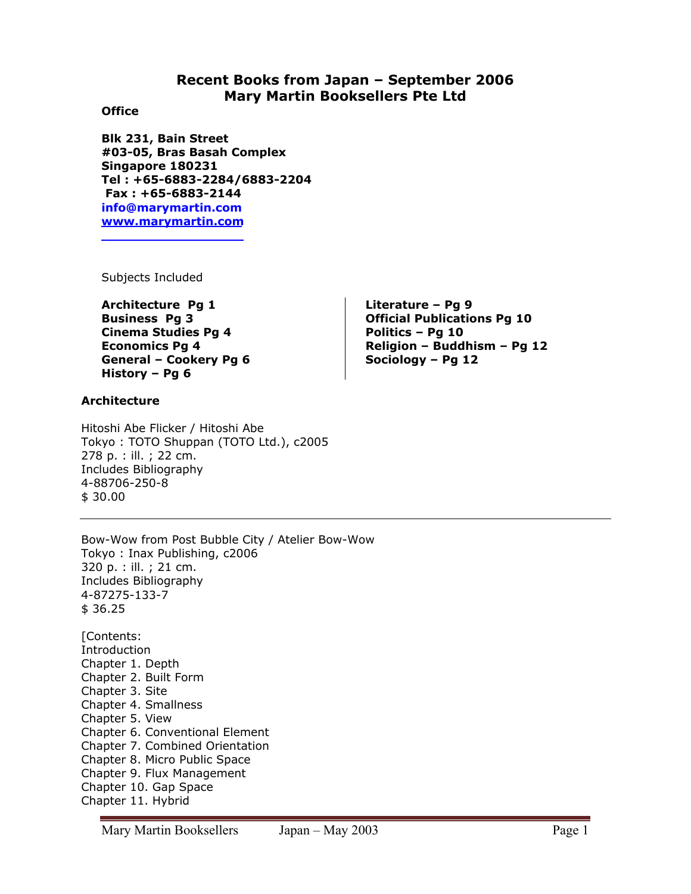# Recent Books from Japan – September 2006
# Mary Martin Booksellers Pte Ltd

**Office**

**Blk 231, Bain Street**
**#03-05, Bras Basah Complex**
**Singapore 180231**
**Tel : +65-6883-2284/6883-2204**
**Fax : +65-6883-2144**
**info@marymartin.com**
**www.marymartin.com**

Subjects Included

**Architecture Pg 1**
**Business Pg 3**
**Cinema Studies Pg 4**
**Economics Pg 4**
**General – Cookery Pg 6**
**History – Pg 6**
**Literature – Pg 9**
**Official Publications Pg 10**
**Politics – Pg 10**
**Religion – Buddhism – Pg 12**
**Sociology – Pg 12**

## Architecture

Hitoshi Abe Flicker / Hitoshi Abe
Tokyo : TOTO Shuppan (TOTO Ltd.), c2005
278 p. : ill. ; 22 cm.
Includes Bibliography
4-88706-250-8
$ 30.00

---

Bow-Wow from Post Bubble City / Atelier Bow-Wow
Tokyo : Inax Publishing, c2006
320 p. : ill. ; 21 cm.
Includes Bibliography
4-87275-133-7
$ 36.25

[Contents:
Introduction
Chapter 1. Depth
Chapter 2. Built Form
Chapter 3. Site
Chapter 4. Smallness
Chapter 5. View
Chapter 6. Conventional Element
Chapter 7. Combined Orientation
Chapter 8. Micro Public Space
Chapter 9. Flux Management
Chapter 10. Gap Space
Chapter 11. Hybrid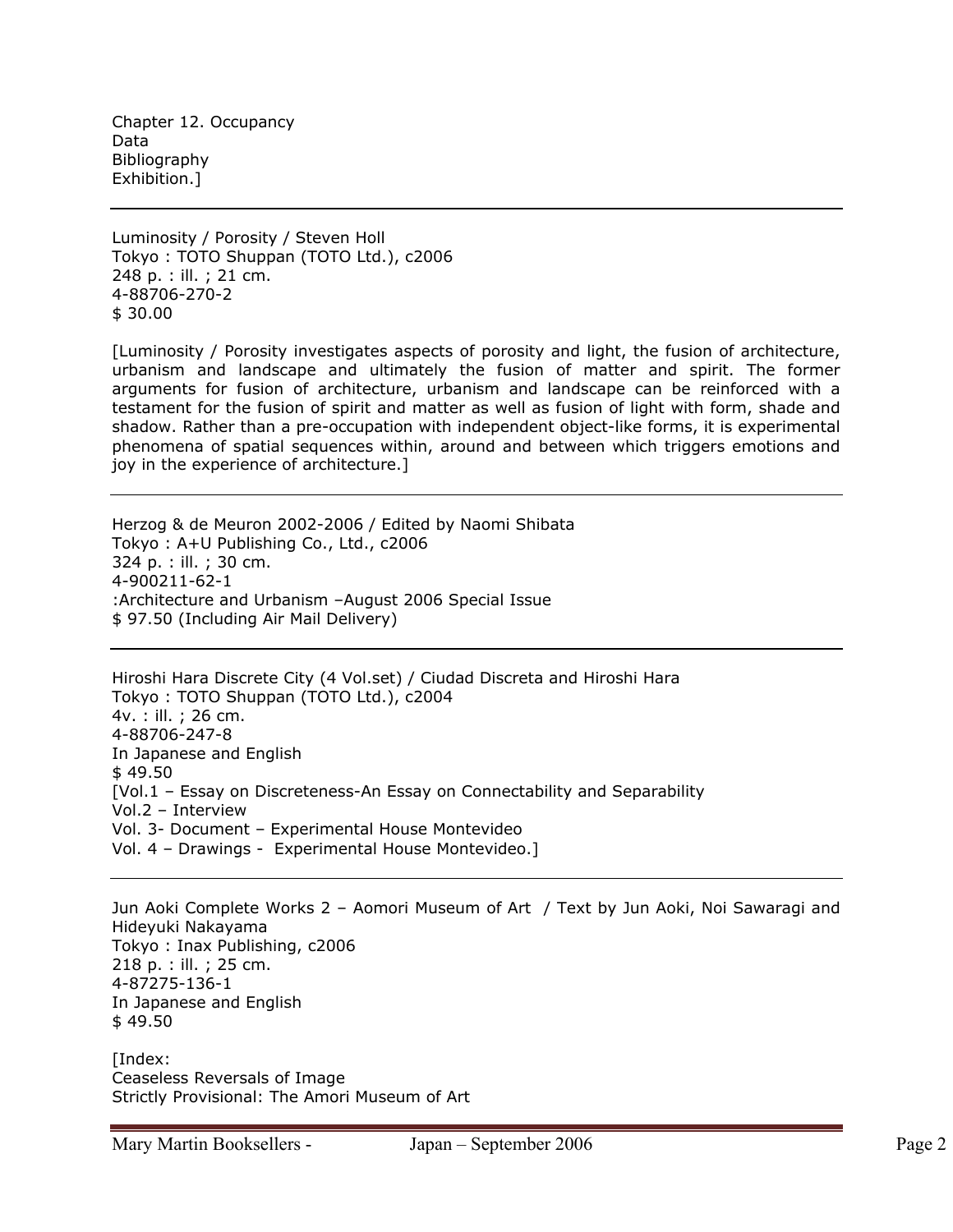Chapter 12. Occupancy
Data
Bibliography
Exhibition.]

---

Luminosity / Porosity / Steven Holl
Tokyo : TOTO Shuppan (TOTO Ltd.), c2006
248 p. : ill. ; 21 cm.
4-88706-270-2
$ 30.00

[Luminosity / Porosity investigates aspects of porosity and light, the fusion of architecture, urbanism and landscape and ultimately the fusion of matter and spirit. The former arguments for fusion of architecture, urbanism and landscape can be reinforced with a testament for the fusion of spirit and matter as well as fusion of light with form, shade and shadow. Rather than a pre-occupation with independent object-like forms, it is experimental phenomena of spatial sequences within, around and between which triggers emotions and joy in the experience of architecture.]

---

Herzog & de Meuron 2002-2006 / Edited by Naomi Shibata
Tokyo : A+U Publishing Co., Ltd., c2006
324 p. : ill. ; 30 cm.
4-900211-62-1
:Architecture and Urbanism –August 2006 Special Issue
$ 97.50 (Including Air Mail Delivery)

---

Hiroshi Hara Discrete City (4 Vol.set) / Ciudad Discreta and Hiroshi Hara
Tokyo : TOTO Shuppan (TOTO Ltd.), c2004
4v. : ill. ; 26 cm.
4-88706-247-8
In Japanese and English
$ 49.50
[Vol.1 – Essay on Discreteness-An Essay on Connectability and Separability
Vol.2 – Interview
Vol. 3- Document – Experimental House Montevideo
Vol. 4 – Drawings - Experimental House Montevideo.]

---

Jun Aoki Complete Works 2 – Aomori Museum of Art / Text by Jun Aoki, Noi Sawaragi and Hideyuki Nakayama
Tokyo : Inax Publishing, c2006
218 p. : ill. ; 25 cm.
4-87275-136-1
In Japanese and English
$ 49.50

[Index:
Ceaseless Reversals of Image
Strictly Provisional: The Amori Museum of Art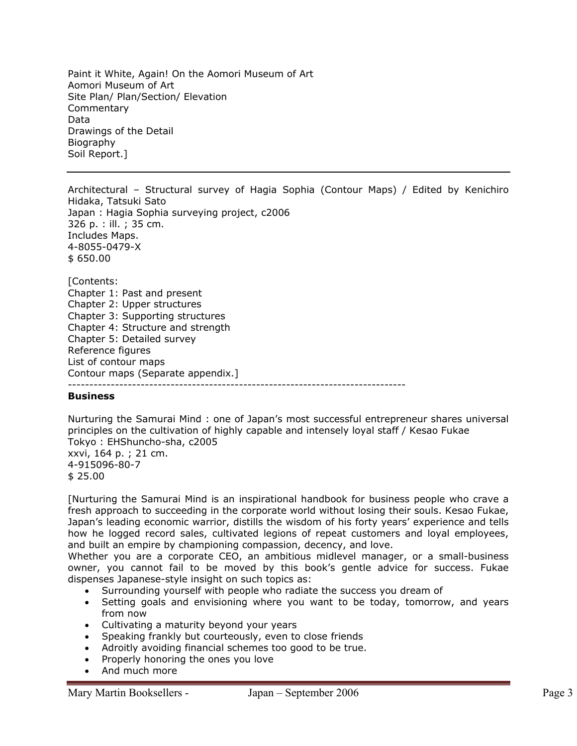Paint it White, Again! On the Aomori Museum of Art
Aomori Museum of Art
Site Plan/ Plan/Section/ Elevation
Commentary
Data
Drawings of the Detail
Biography
Soil Report.]

---

Architectural – Structural survey of Hagia Sophia (Contour Maps) / Edited by Kenichiro Hidaka, Tatsuki Sato
Japan : Hagia Sophia surveying project, c2006
326 p. : ill. ; 35 cm.
Includes Maps.
4-8055-0479-X
$ 650.00

[Contents:
Chapter 1: Past and present
Chapter 2: Upper structures
Chapter 3: Supporting structures
Chapter 4: Structure and strength
Chapter 5: Detailed survey
Reference figures
List of contour maps
Contour maps (Separate appendix.]

-------------------------------------------------------------------------------

**Business**

Nurturing the Samurai Mind : one of Japan's most successful entrepreneur shares universal principles on the cultivation of highly capable and intensely loyal staff / Kesao Fukae
Tokyo : EHShuncho-sha, c2005
xxvi, 164 p. ; 21 cm.
4-915096-80-7
$ 25.00

[Nurturing the Samurai Mind is an inspirational handbook for business people who crave a fresh approach to succeeding in the corporate world without losing their souls. Kesao Fukae, Japan's leading economic warrior, distills the wisdom of his forty years' experience and tells how he logged record sales, cultivated legions of repeat customers and loyal employees, and built an empire by championing compassion, decency, and love.
Whether you are a corporate CEO, an ambitious midlevel manager, or a small-business owner, you cannot fail to be moved by this book's gentle advice for success. Fukae dispenses Japanese-style insight on such topics as:

- Surrounding yourself with people who radiate the success you dream of
- Setting goals and envisioning where you want to be today, tomorrow, and years from now
- Cultivating a maturity beyond your years
- Speaking frankly but courteously, even to close friends
- Adroitly avoiding financial schemes too good to be true.
- Properly honoring the ones you love
- And much more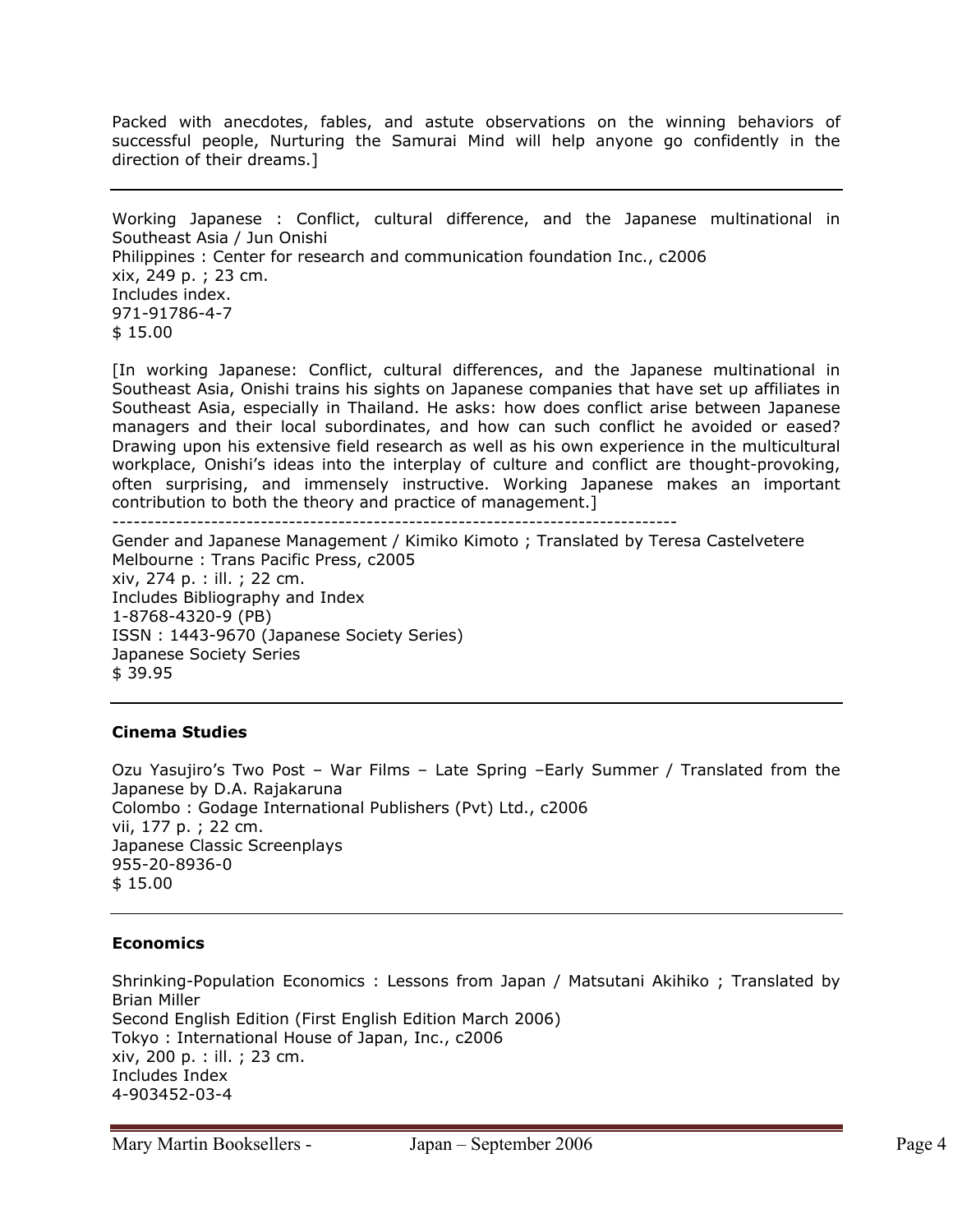Packed with anecdotes, fables, and astute observations on the winning behaviors of successful people, Nurturing the Samurai Mind will help anyone go confidently in the direction of their dreams.]

---

Working Japanese : Conflict, cultural difference, and the Japanese multinational in Southeast Asia / Jun Onishi
Philippines : Center for research and communication foundation Inc., c2006
xix, 249 p. ; 23 cm.
Includes index.
971-91786-4-7
$ 15.00

[In working Japanese: Conflict, cultural differences, and the Japanese multinational in Southeast Asia, Onishi trains his sights on Japanese companies that have set up affiliates in Southeast Asia, especially in Thailand. He asks: how does conflict arise between Japanese managers and their local subordinates, and how can such conflict he avoided or eased? Drawing upon his extensive field research as well as his own experience in the multicultural workplace, Onishi's ideas into the interplay of culture and conflict are thought-provoking, often surprising, and immensely instructive. Working Japanese makes an important contribution to both the theory and practice of management.]

--------------------------------------------------------------------------------

Gender and Japanese Management / Kimiko Kimoto ; Translated by Teresa Castelvetere
Melbourne : Trans Pacific Press, c2005
xiv, 274 p. : ill. ; 22 cm.
Includes Bibliography and Index
1-8768-4320-9 (PB)
ISSN : 1443-9670 (Japanese Society Series)
Japanese Society Series
$ 39.95

---

**Cinema Studies**

Ozu Yasujiro's Two Post – War Films – Late Spring –Early Summer / Translated from the Japanese by D.A. Rajakaruna
Colombo : Godage International Publishers (Pvt) Ltd., c2006
vii, 177 p. ; 22 cm.
Japanese Classic Screenplays
955-20-8936-0
$ 15.00

---

**Economics**

Shrinking-Population Economics : Lessons from Japan / Matsutani Akihiko ; Translated by Brian Miller
Second English Edition (First English Edition March 2006)
Tokyo : International House of Japan, Inc., c2006
xiv, 200 p. : ill. ; 23 cm.
Includes Index
4-903452-03-4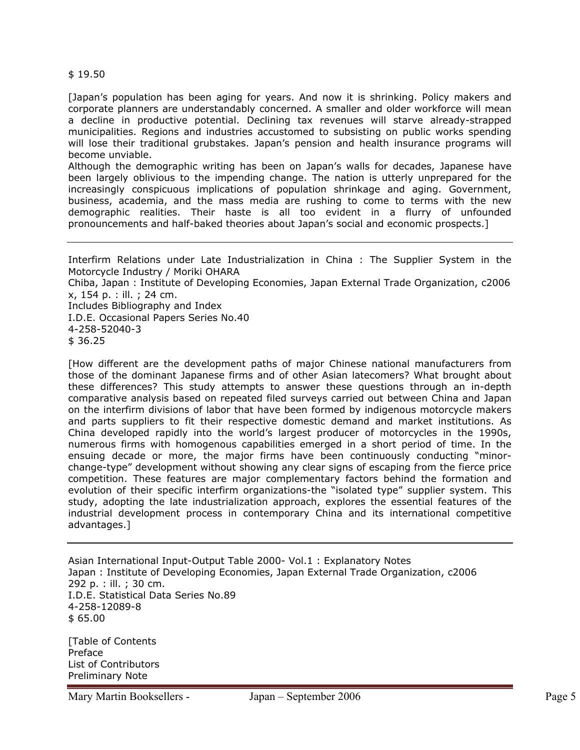$ 19.50

[Japan's population has been aging for years. And now it is shrinking. Policy makers and corporate planners are understandably concerned. A smaller and older workforce will mean a decline in productive potential. Declining tax revenues will starve already-strapped municipalities. Regions and industries accustomed to subsisting on public works spending will lose their traditional grubstakes. Japan's pension and health insurance programs will become unviable.
Although the demographic writing has been on Japan's walls for decades, Japanese have been largely oblivious to the impending change. The nation is utterly unprepared for the increasingly conspicuous implications of population shrinkage and aging. Government, business, academia, and the mass media are rushing to come to terms with the new demographic realities. Their haste is all too evident in a flurry of unfounded pronouncements and half-baked theories about Japan's social and economic prospects.]

---

Interfirm Relations under Late Industrialization in China : The Supplier System in the Motorcycle Industry / Moriki OHARA
Chiba, Japan : Institute of Developing Economies, Japan External Trade Organization, c2006
x, 154 p. : ill. ; 24 cm.
Includes Bibliography and Index
I.D.E. Occasional Papers Series No.40
4-258-52040-3
$ 36.25

[How different are the development paths of major Chinese national manufacturers from those of the dominant Japanese firms and of other Asian latecomers? What brought about these differences? This study attempts to answer these questions through an in-depth comparative analysis based on repeated filed surveys carried out between China and Japan on the interfirm divisions of labor that have been formed by indigenous motorcycle makers and parts suppliers to fit their respective domestic demand and market institutions. As China developed rapidly into the world's largest producer of motorcycles in the 1990s, numerous firms with homogenous capabilities emerged in a short period of time. In the ensuing decade or more, the major firms have been continuously conducting "minor-change-type" development without showing any clear signs of escaping from the fierce price competition. These features are major complementary factors behind the formation and evolution of their specific interfirm organizations-the "isolated type" supplier system. This study, adopting the late industrialization approach, explores the essential features of the industrial development process in contemporary China and its international competitive advantages.]

---

Asian International Input-Output Table 2000- Vol.1 : Explanatory Notes
Japan : Institute of Developing Economies, Japan External Trade Organization, c2006
292 p. : ill. ; 30 cm.
I.D.E. Statistical Data Series No.89
4-258-12089-8
$ 65.00

[Table of Contents
Preface
List of Contributors
Preliminary Note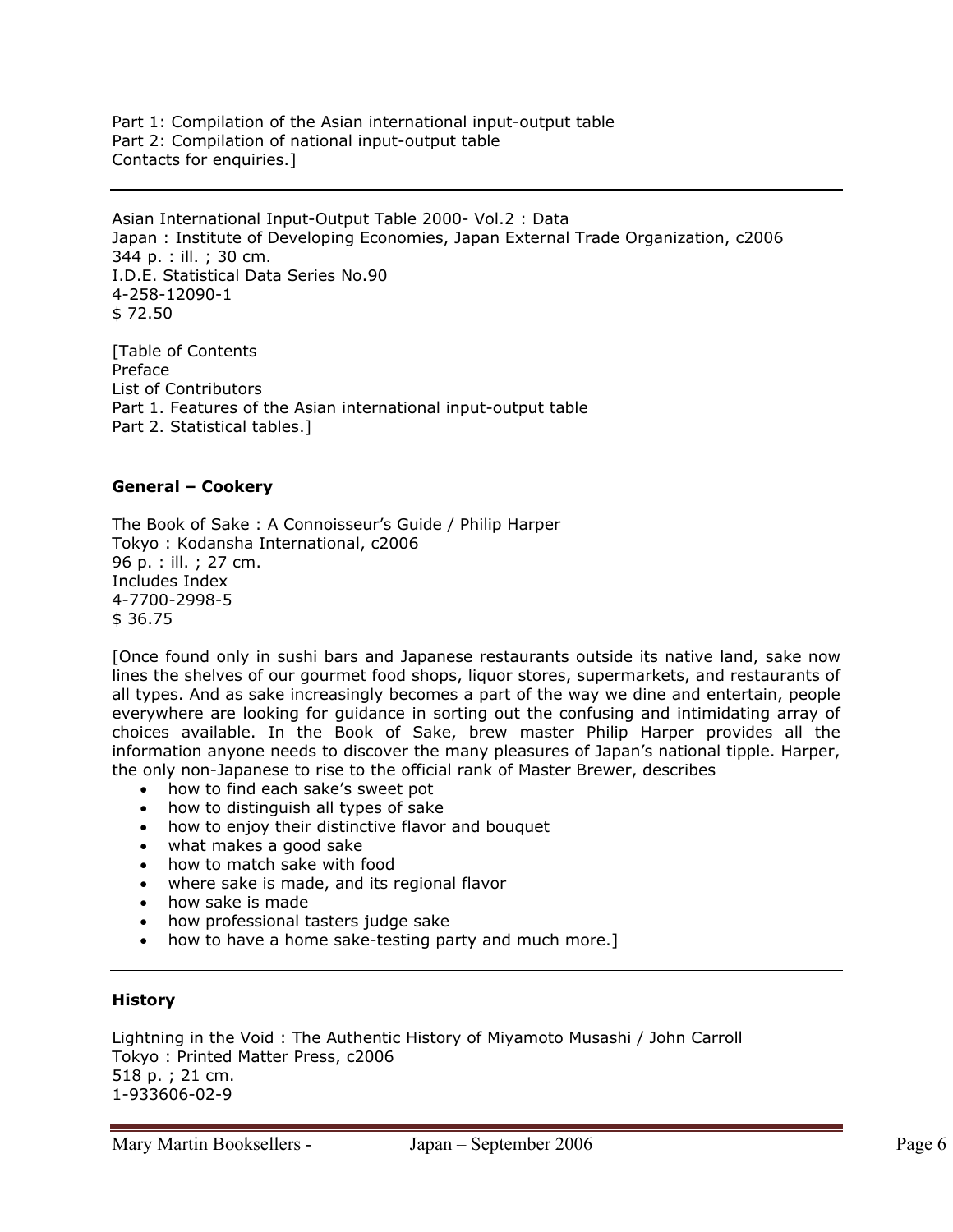Part 1: Compilation of the Asian international input-output table
Part 2: Compilation of national input-output table
Contacts for enquiries.]

---

Asian International Input-Output Table 2000- Vol.2 : Data
Japan : Institute of Developing Economies, Japan External Trade Organization, c2006
344 p. : ill. ; 30 cm.
I.D.E. Statistical Data Series No.90
4-258-12090-1
$ 72.50

[Table of Contents
Preface
List of Contributors
Part 1. Features of the Asian international input-output table
Part 2. Statistical tables.]

---

**General – Cookery**

The Book of Sake : A Connoisseur's Guide / Philip Harper
Tokyo : Kodansha International, c2006
96 p. : ill. ; 27 cm.
Includes Index
4-7700-2998-5
$ 36.75

[Once found only in sushi bars and Japanese restaurants outside its native land, sake now lines the shelves of our gourmet food shops, liquor stores, supermarkets, and restaurants of all types. And as sake increasingly becomes a part of the way we dine and entertain, people everywhere are looking for guidance in sorting out the confusing and intimidating array of choices available. In the Book of Sake, brew master Philip Harper provides all the information anyone needs to discover the many pleasures of Japan's national tipple. Harper, the only non-Japanese to rise to the official rank of Master Brewer, describes

- how to find each sake's sweet pot
- how to distinguish all types of sake
- how to enjoy their distinctive flavor and bouquet
- what makes a good sake
- how to match sake with food
- where sake is made, and its regional flavor
- how sake is made
- how professional tasters judge sake
- how to have a home sake-testing party and much more.]

---

**History**

Lightning in the Void : The Authentic History of Miyamoto Musashi / John Carroll
Tokyo : Printed Matter Press, c2006
518 p. ; 21 cm.
1-933606-02-9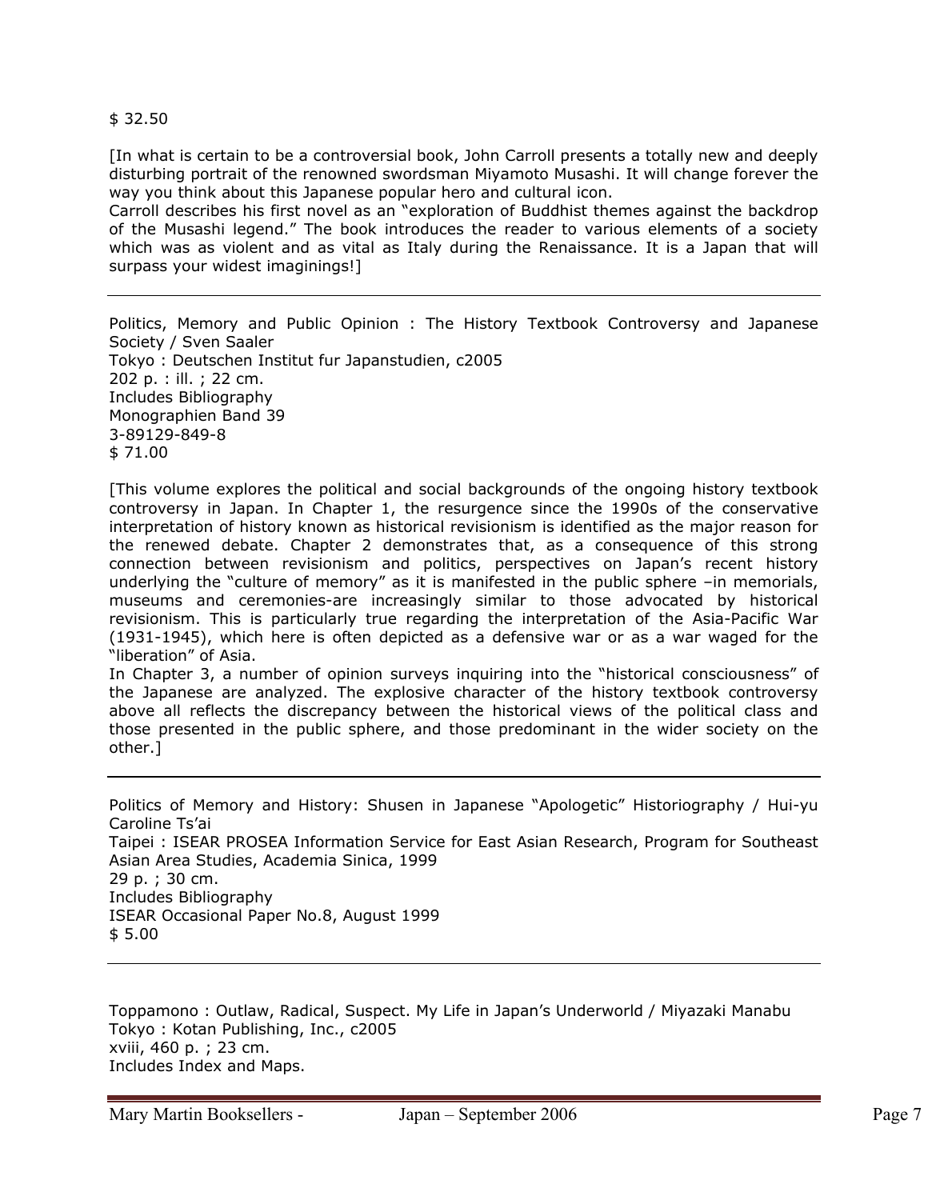$ 32.50

[In what is certain to be a controversial book, John Carroll presents a totally new and deeply disturbing portrait of the renowned swordsman Miyamoto Musashi. It will change forever the way you think about this Japanese popular hero and cultural icon.
Carroll describes his first novel as an "exploration of Buddhist themes against the backdrop of the Musashi legend." The book introduces the reader to various elements of a society which was as violent and as vital as Italy during the Renaissance. It is a Japan that will surpass your widest imaginings!]

---

Politics, Memory and Public Opinion : The History Textbook Controversy and Japanese Society / Sven Saaler
Tokyo : Deutschen Institut fur Japanstudien, c2005
202 p. : ill. ; 22 cm.
Includes Bibliography
Monographien Band 39
3-89129-849-8
$ 71.00

[This volume explores the political and social backgrounds of the ongoing history textbook controversy in Japan. In Chapter 1, the resurgence since the 1990s of the conservative interpretation of history known as historical revisionism is identified as the major reason for the renewed debate. Chapter 2 demonstrates that, as a consequence of this strong connection between revisionism and politics, perspectives on Japan's recent history underlying the "culture of memory" as it is manifested in the public sphere –in memorials, museums and ceremonies-are increasingly similar to those advocated by historical revisionism. This is particularly true regarding the interpretation of the Asia-Pacific War (1931-1945), which here is often depicted as a defensive war or as a war waged for the "liberation" of Asia.
In Chapter 3, a number of opinion surveys inquiring into the "historical consciousness" of the Japanese are analyzed. The explosive character of the history textbook controversy above all reflects the discrepancy between the historical views of the political class and those presented in the public sphere, and those predominant in the wider society on the other.]

---

Politics of Memory and History: Shusen in Japanese "Apologetic" Historiography / Hui-yu Caroline Ts'ai
Taipei : ISEAR PROSEA Information Service for East Asian Research, Program for Southeast Asian Area Studies, Academia Sinica, 1999
29 p. ; 30 cm.
Includes Bibliography
ISEAR Occasional Paper No.8, August 1999
$ 5.00

---

Toppamono : Outlaw, Radical, Suspect. My Life in Japan's Underworld / Miyazaki Manabu
Tokyo : Kotan Publishing, Inc., c2005
xviii, 460 p. ; 23 cm.
Includes Index and Maps.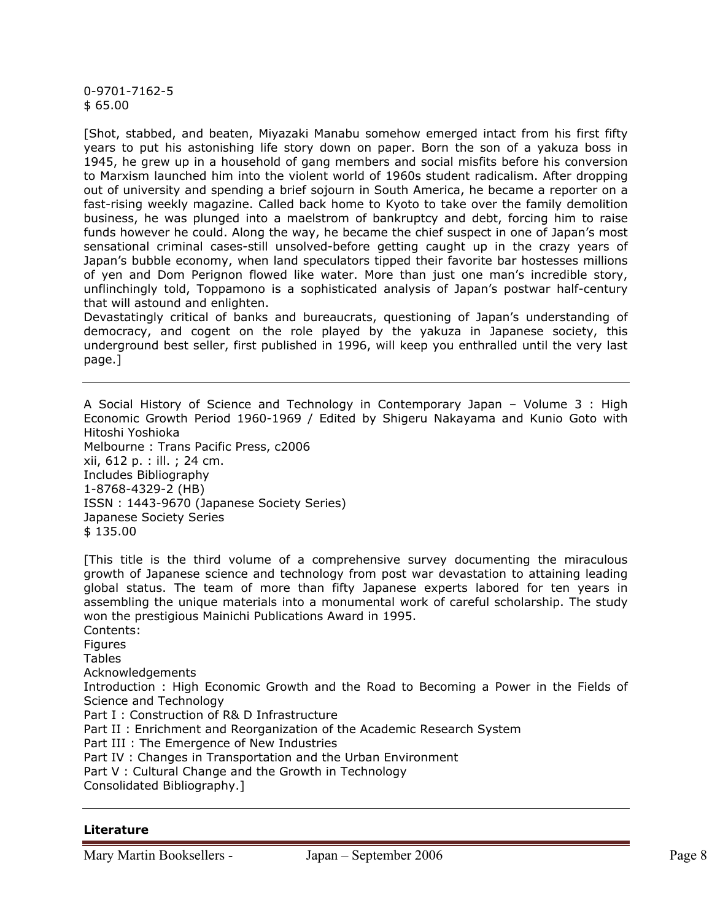0-9701-7162-5
$ 65.00

[Shot, stabbed, and beaten, Miyazaki Manabu somehow emerged intact from his first fifty years to put his astonishing life story down on paper. Born the son of a yakuza boss in 1945, he grew up in a household of gang members and social misfits before his conversion to Marxism launched him into the violent world of 1960s student radicalism. After dropping out of university and spending a brief sojourn in South America, he became a reporter on a fast-rising weekly magazine. Called back home to Kyoto to take over the family demolition business, he was plunged into a maelstrom of bankruptcy and debt, forcing him to raise funds however he could. Along the way, he became the chief suspect in one of Japan's most sensational criminal cases-still unsolved-before getting caught up in the crazy years of Japan's bubble economy, when land speculators tipped their favorite bar hostesses millions of yen and Dom Perignon flowed like water. More than just one man's incredible story, unflinchingly told, Toppamono is a sophisticated analysis of Japan's postwar half-century that will astound and enlighten.
Devastatingly critical of banks and bureaucrats, questioning of Japan's understanding of democracy, and cogent on the role played by the yakuza in Japanese society, this underground best seller, first published in 1996, will keep you enthralled until the very last page.]

---

A Social History of Science and Technology in Contemporary Japan – Volume 3 : High Economic Growth Period 1960-1969 / Edited by Shigeru Nakayama and Kunio Goto with Hitoshi Yoshioka
Melbourne : Trans Pacific Press, c2006
xii, 612 p. : ill. ; 24 cm.
Includes Bibliography
1-8768-4329-2 (HB)
ISSN : 1443-9670 (Japanese Society Series)
Japanese Society Series
$ 135.00

[This title is the third volume of a comprehensive survey documenting the miraculous growth of Japanese science and technology from post war devastation to attaining leading global status. The team of more than fifty Japanese experts labored for ten years in assembling the unique materials into a monumental work of careful scholarship. The study won the prestigious Mainichi Publications Award in 1995.
Contents:
Figures
Tables
Acknowledgements
Introduction : High Economic Growth and the Road to Becoming a Power in the Fields of Science and Technology
Part I : Construction of R& D Infrastructure
Part II : Enrichment and Reorganization of the Academic Research System
Part III : The Emergence of New Industries
Part IV : Changes in Transportation and the Urban Environment
Part V : Cultural Change and the Growth in Technology
Consolidated Bibliography.]

---

**Literature**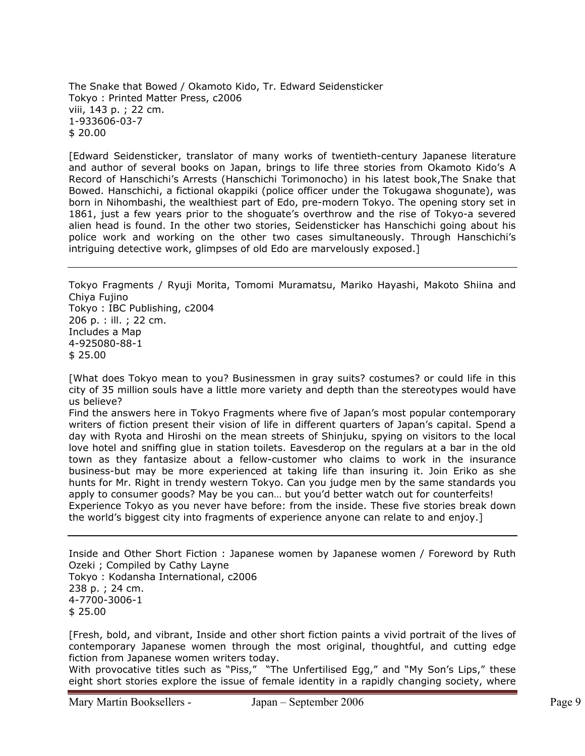The Snake that Bowed / Okamoto Kido, Tr. Edward Seidensticker
Tokyo : Printed Matter Press, c2006
viii, 143 p. ; 22 cm.
1-933606-03-7
$ 20.00

[Edward Seidensticker, translator of many works of twentieth-century Japanese literature and author of several books on Japan, brings to life three stories from Okamoto Kido's A Record of Hanschichi's Arrests (Hanschichi Torimonocho) in his latest book,The Snake that Bowed. Hanschichi, a fictional okappiki (police officer under the Tokugawa shogunate), was born in Nihombashi, the wealthiest part of Edo, pre-modern Tokyo. The opening story set in 1861, just a few years prior to the shoguate's overthrow and the rise of Tokyo-a severed alien head is found. In the other two stories, Seidensticker has Hanschichi going about his police work and working on the other two cases simultaneously. Through Hanschichi's intriguing detective work, glimpses of old Edo are marvelously exposed.]

---

Tokyo Fragments / Ryuji Morita, Tomomi Muramatsu, Mariko Hayashi, Makoto Shiina and Chiya Fujino
Tokyo : IBC Publishing, c2004
206 p. : ill. ; 22 cm.
Includes a Map
4-925080-88-1
$ 25.00

[What does Tokyo mean to you? Businessmen in gray suits? costumes? or could life in this city of 35 million souls have a little more variety and depth than the stereotypes would have us believe?
Find the answers here in Tokyo Fragments where five of Japan's most popular contemporary writers of fiction present their vision of life in different quarters of Japan's capital. Spend a day with Ryota and Hiroshi on the mean streets of Shinjuku, spying on visitors to the local love hotel and sniffing glue in station toilets. Eavesdrop on the regulars at a bar in the old town as they fantasize about a fellow-customer who claims to work in the insurance business-but may be more experienced at taking life than insuring it. Join Eriko as she hunts for Mr. Right in trendy western Tokyo. Can you judge men by the same standards you apply to consumer goods? May be you can… but you'd better watch out for counterfeits!
Experience Tokyo as you never have before: from the inside. These five stories break down the world's biggest city into fragments of experience anyone can relate to and enjoy.]

---

Inside and Other Short Fiction : Japanese women by Japanese women / Foreword by Ruth Ozeki ; Compiled by Cathy Layne
Tokyo : Kodansha International, c2006
238 p. ; 24 cm.
4-7700-3006-1
$ 25.00

[Fresh, bold, and vibrant, Inside and other short fiction paints a vivid portrait of the lives of contemporary Japanese women through the most original, thoughtful, and cutting edge fiction from Japanese women writers today.
With provocative titles such as "Piss," "The Unfertilised Egg," and "My Son's Lips," these eight short stories explore the issue of female identity in a rapidly changing society, where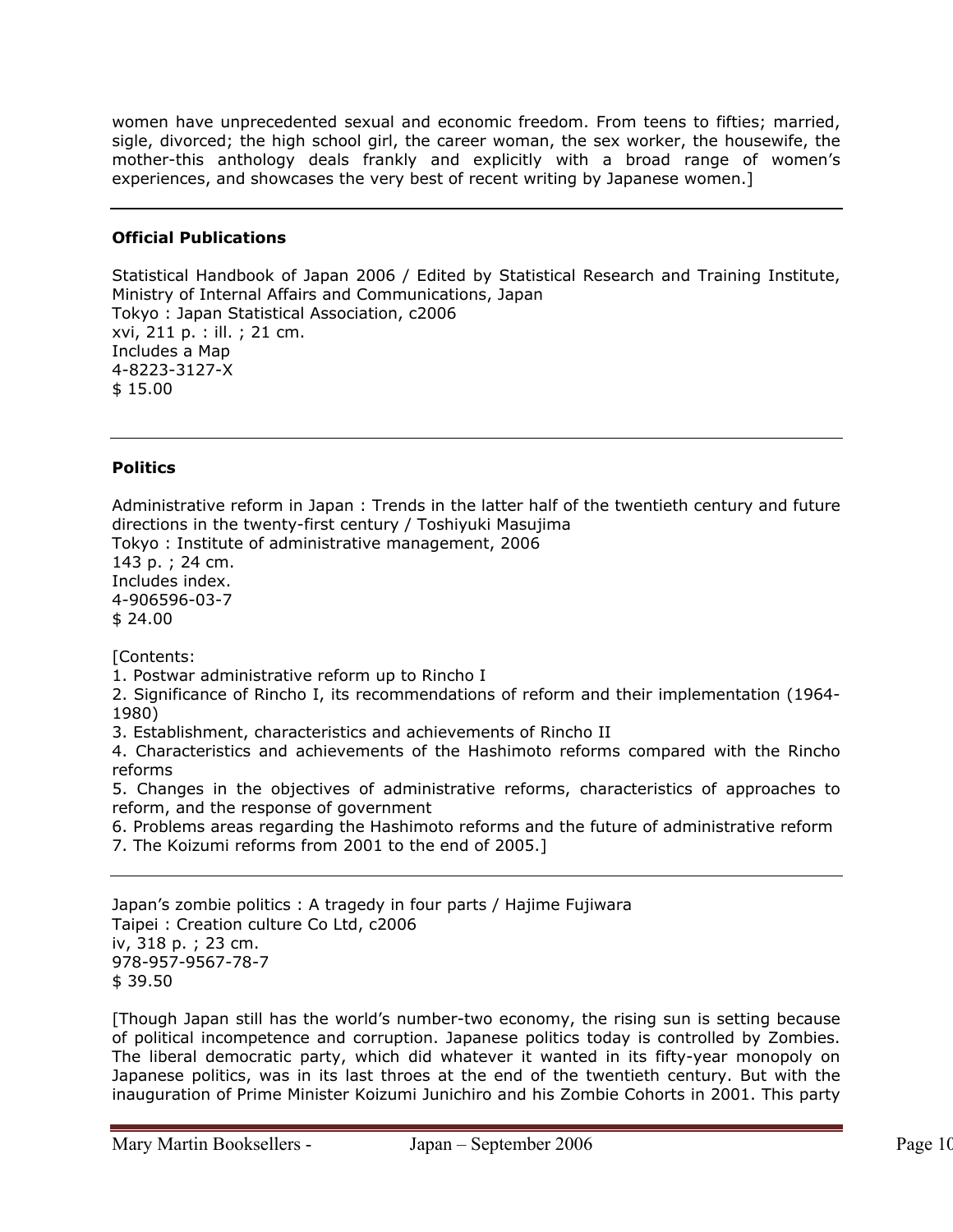women have unprecedented sexual and economic freedom. From teens to fifties; married, sigle, divorced; the high school girl, the career woman, the sex worker, the housewife, the mother-this anthology deals frankly and explicitly with a broad range of women's experiences, and showcases the very best of recent writing by Japanese women.]

---

**Official Publications**

Statistical Handbook of Japan 2006 / Edited by Statistical Research and Training Institute, Ministry of Internal Affairs and Communications, Japan
Tokyo : Japan Statistical Association, c2006
xvi, 211 p. : ill. ; 21 cm.
Includes a Map
4-8223-3127-X
$ 15.00

---

**Politics**

Administrative reform in Japan : Trends in the latter half of the twentieth century and future directions in the twenty-first century / Toshiyuki Masujima
Tokyo : Institute of administrative management, 2006
143 p. ; 24 cm.
Includes index.
4-906596-03-7
$ 24.00

[Contents:
1. Postwar administrative reform up to Rincho I
2. Significance of Rincho I, its recommendations of reform and their implementation (1964-1980)
3. Establishment, characteristics and achievements of Rincho II
4. Characteristics and achievements of the Hashimoto reforms compared with the Rincho reforms
5. Changes in the objectives of administrative reforms, characteristics of approaches to reform, and the response of government
6. Problems areas regarding the Hashimoto reforms and the future of administrative reform
7. The Koizumi reforms from 2001 to the end of 2005.]

---

Japan's zombie politics : A tragedy in four parts / Hajime Fujiwara
Taipei : Creation culture Co Ltd, c2006
iv, 318 p. ; 23 cm.
978-957-9567-78-7
$ 39.50

[Though Japan still has the world's number-two economy, the rising sun is setting because of political incompetence and corruption. Japanese politics today is controlled by Zombies. The liberal democratic party, which did whatever it wanted in its fifty-year monopoly on Japanese politics, was in its last throes at the end of the twentieth century. But with the inauguration of Prime Minister Koizumi Junichiro and his Zombie Cohorts in 2001. This party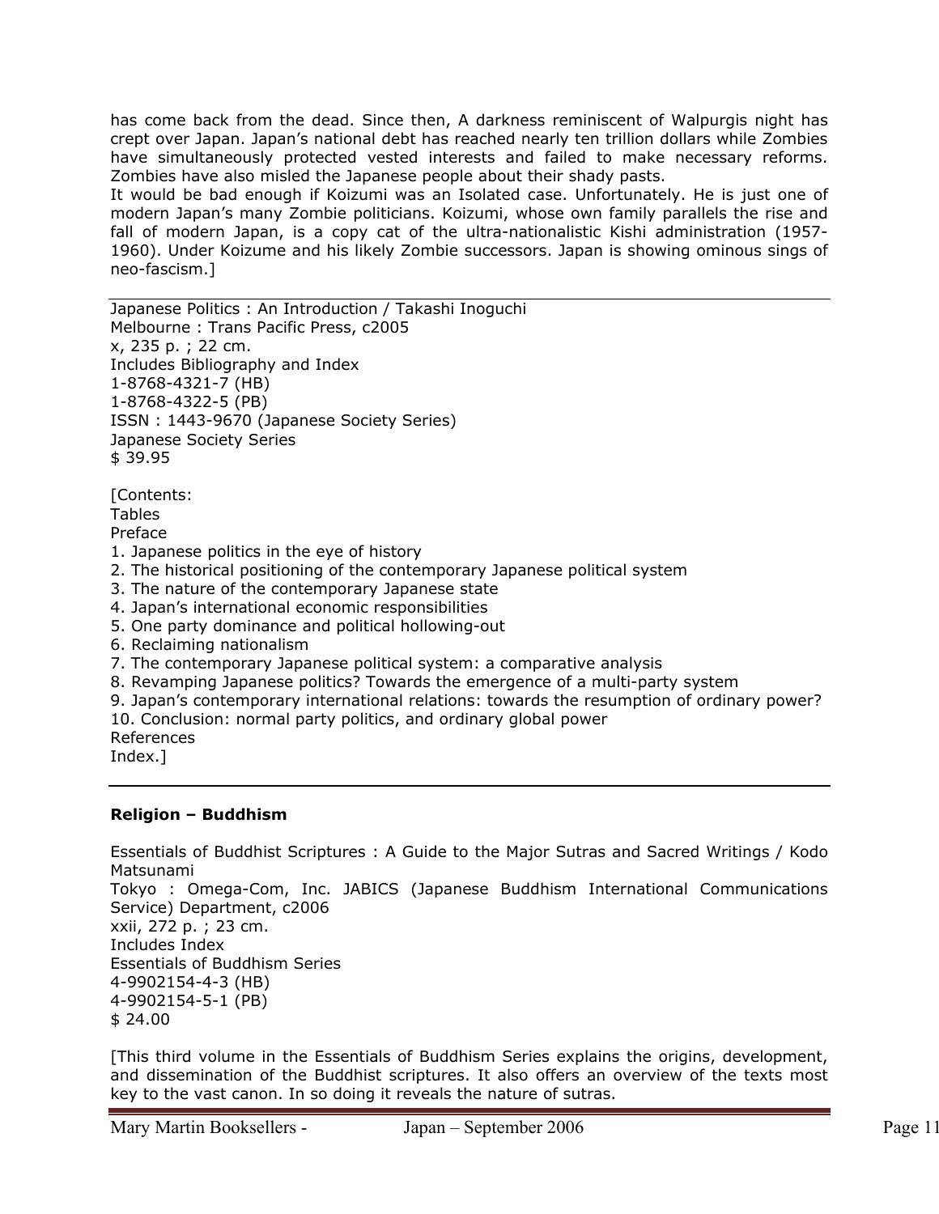has come back from the dead. Since then, A darkness reminiscent of Walpurgis night has crept over Japan. Japan's national debt has reached nearly ten trillion dollars while Zombies have simultaneously protected vested interests and failed to make necessary reforms. Zombies have also misled the Japanese people about their shady pasts.
It would be bad enough if Koizumi was an Isolated case. Unfortunately. He is just one of modern Japan's many Zombie politicians. Koizumi, whose own family parallels the rise and fall of modern Japan, is a copy cat of the ultra-nationalistic Kishi administration (1957-1960). Under Koizume and his likely Zombie successors. Japan is showing ominous sings of neo-fascism.]

---

Japanese Politics : An Introduction / Takashi Inoguchi
Melbourne : Trans Pacific Press, c2005
x, 235 p. ; 22 cm.
Includes Bibliography and Index
1-8768-4321-7 (HB)
1-8768-4322-5 (PB)
ISSN : 1443-9670 (Japanese Society Series)
Japanese Society Series
$ 39.95

[Contents:
Tables
Preface
1. Japanese politics in the eye of history
2. The historical positioning of the contemporary Japanese political system
3. The nature of the contemporary Japanese state
4. Japan's international economic responsibilities
5. One party dominance and political hollowing-out
6. Reclaiming nationalism
7. The contemporary Japanese political system: a comparative analysis
8. Revamping Japanese politics? Towards the emergence of a multi-party system
9. Japan's contemporary international relations: towards the resumption of ordinary power?
10. Conclusion: normal party politics, and ordinary global power
References
Index.]

---

**Religion – Buddhism**

Essentials of Buddhist Scriptures : A Guide to the Major Sutras and Sacred Writings / Kodo Matsunami
Tokyo : Omega-Com, Inc. JABICS (Japanese Buddhism International Communications Service) Department, c2006
xxii, 272 p. ; 23 cm.
Includes Index
Essentials of Buddhism Series
4-9902154-4-3 (HB)
4-9902154-5-1 (PB)
$ 24.00

[This third volume in the Essentials of Buddhism Series explains the origins, development, and dissemination of the Buddhist scriptures. It also offers an overview of the texts most key to the vast canon. In so doing it reveals the nature of sutras.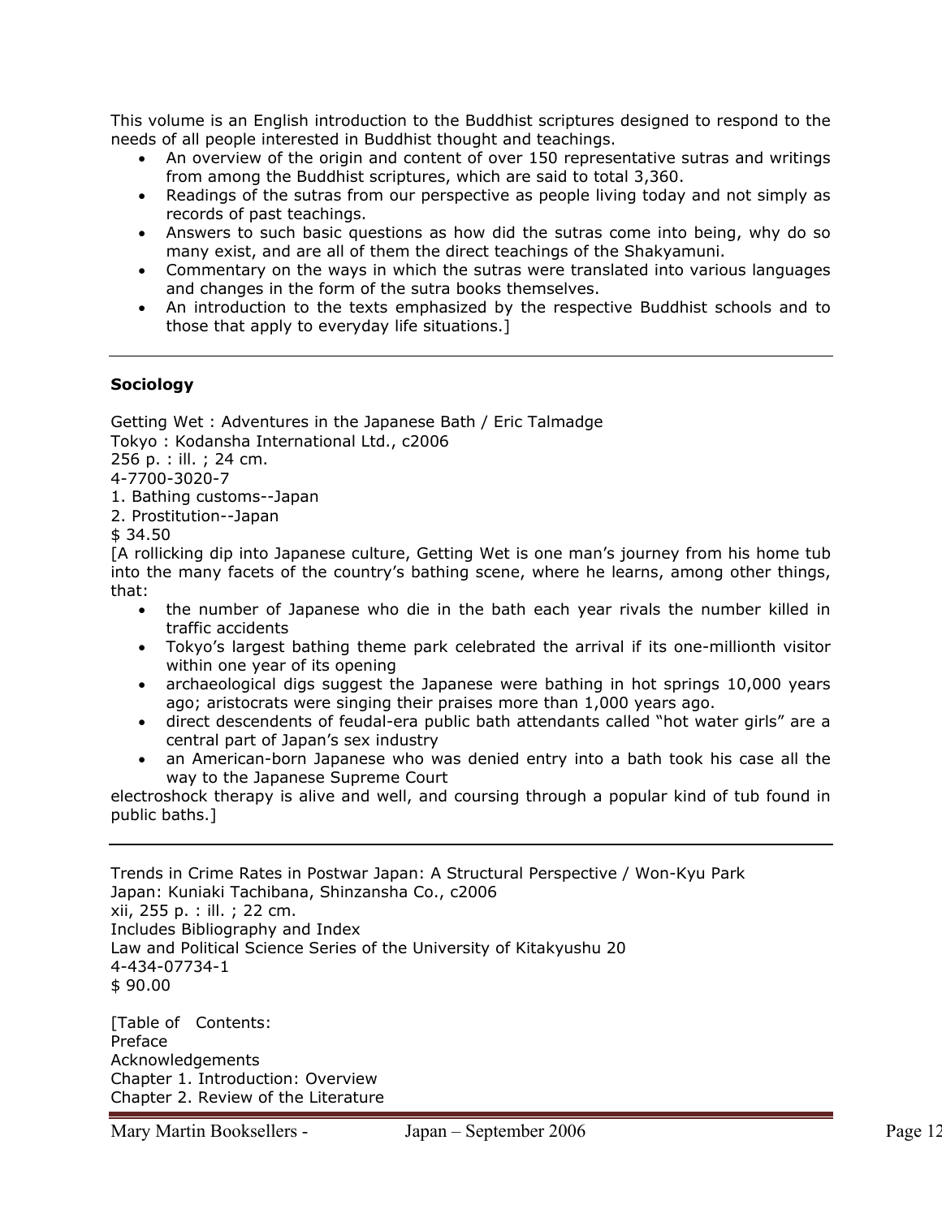This volume is an English introduction to the Buddhist scriptures designed to respond to the needs of all people interested in Buddhist thought and teachings.

- An overview of the origin and content of over 150 representative sutras and writings from among the Buddhist scriptures, which are said to total 3,360.
- Readings of the sutras from our perspective as people living today and not simply as records of past teachings.
- Answers to such basic questions as how did the sutras come into being, why do so many exist, and are all of them the direct teachings of the Shakyamuni.
- Commentary on the ways in which the sutras were translated into various languages and changes in the form of the sutra books themselves.
- An introduction to the texts emphasized by the respective Buddhist schools and to those that apply to everyday life situations.]

---

**Sociology**

Getting Wet : Adventures in the Japanese Bath / Eric Talmadge
Tokyo : Kodansha International Ltd., c2006
256 p. : ill. ; 24 cm.
4-7700-3020-7
1. Bathing customs--Japan
2. Prostitution--Japan
$ 34.50

[A rollicking dip into Japanese culture, Getting Wet is one man's journey from his home tub into the many facets of the country's bathing scene, where he learns, among other things, that:

- the number of Japanese who die in the bath each year rivals the number killed in traffic accidents
- Tokyo's largest bathing theme park celebrated the arrival if its one-millionth visitor within one year of its opening
- archaeological digs suggest the Japanese were bathing in hot springs 10,000 years ago; aristocrats were singing their praises more than 1,000 years ago.
- direct descendents of feudal-era public bath attendants called "hot water girls" are a central part of Japan's sex industry
- an American-born Japanese who was denied entry into a bath took his case all the way to the Japanese Supreme Court

electroshock therapy is alive and well, and coursing through a popular kind of tub found in public baths.]

---

Trends in Crime Rates in Postwar Japan: A Structural Perspective / Won-Kyu Park
Japan: Kuniaki Tachibana, Shinzansha Co., c2006
xii, 255 p. : ill. ; 22 cm.
Includes Bibliography and Index
Law and Political Science Series of the University of Kitakyushu 20
4-434-07734-1
$ 90.00

[Table of Contents:
Preface
Acknowledgements
Chapter 1. Introduction: Overview
Chapter 2. Review of the Literature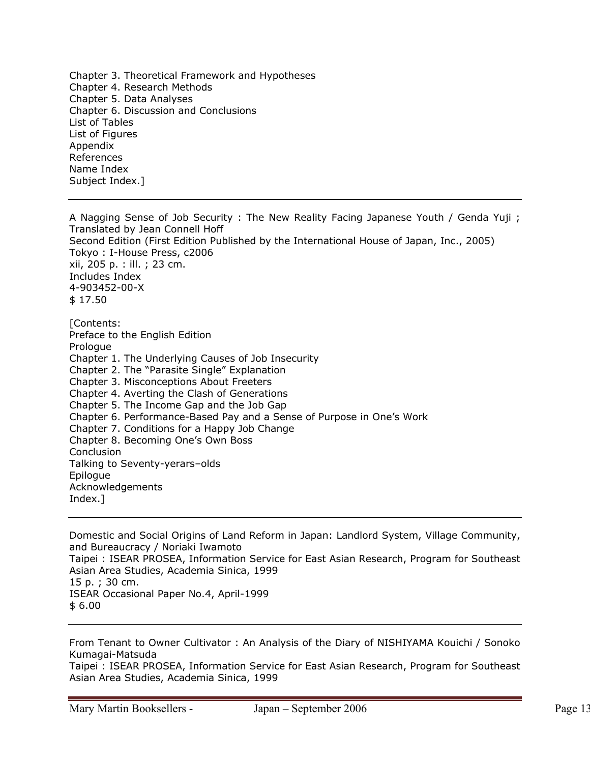Chapter 3. Theoretical Framework and Hypotheses
Chapter 4. Research Methods
Chapter 5. Data Analyses
Chapter 6. Discussion and Conclusions
List of Tables
List of Figures
Appendix
References
Name Index
Subject Index.]

---

A Nagging Sense of Job Security : The New Reality Facing Japanese Youth / Genda Yuji ; Translated by Jean Connell Hoff
Second Edition (First Edition Published by the International House of Japan, Inc., 2005)
Tokyo : I-House Press, c2006
xii, 205 p. : ill. ; 23 cm.
Includes Index
4-903452-00-X
$ 17.50

[Contents:
Preface to the English Edition
Prologue
Chapter 1. The Underlying Causes of Job Insecurity
Chapter 2. The "Parasite Single" Explanation
Chapter 3. Misconceptions About Freeters
Chapter 4. Averting the Clash of Generations
Chapter 5. The Income Gap and the Job Gap
Chapter 6. Performance-Based Pay and a Sense of Purpose in One's Work
Chapter 7. Conditions for a Happy Job Change
Chapter 8. Becoming One's Own Boss
Conclusion
Talking to Seventy-yerars–olds
Epilogue
Acknowledgements
Index.]

---

Domestic and Social Origins of Land Reform in Japan: Landlord System, Village Community, and Bureaucracy / Noriaki Iwamoto
Taipei : ISEAR PROSEA, Information Service for East Asian Research, Program for Southeast Asian Area Studies, Academia Sinica, 1999
15 p. ; 30 cm.
ISEAR Occasional Paper No.4, April-1999
$ 6.00

---

From Tenant to Owner Cultivator : An Analysis of the Diary of NISHIYAMA Kouichi / Sonoko Kumagai-Matsuda
Taipei : ISEAR PROSEA, Information Service for East Asian Research, Program for Southeast Asian Area Studies, Academia Sinica, 1999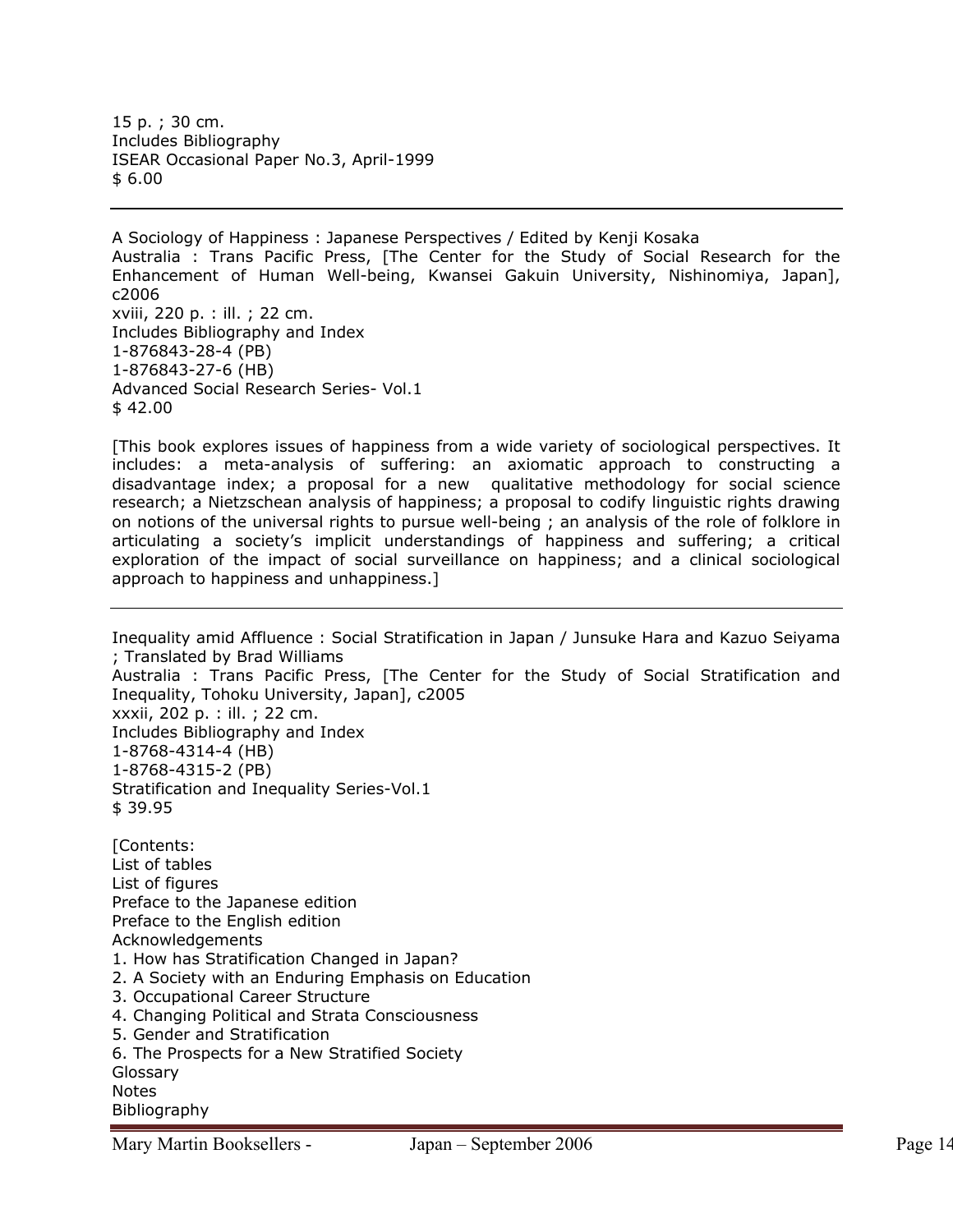15 p. ; 30 cm.
Includes Bibliography
ISEAR Occasional Paper No.3, April-1999
$ 6.00

---

A Sociology of Happiness : Japanese Perspectives / Edited by Kenji Kosaka
Australia : Trans Pacific Press, [The Center for the Study of Social Research for the Enhancement of Human Well-being, Kwansei Gakuin University, Nishinomiya, Japan], c2006
xviii, 220 p. : ill. ; 22 cm.
Includes Bibliography and Index
1-876843-28-4 (PB)
1-876843-27-6 (HB)
Advanced Social Research Series- Vol.1
$ 42.00

[This book explores issues of happiness from a wide variety of sociological perspectives. It includes: a meta-analysis of suffering: an axiomatic approach to constructing a disadvantage index; a proposal for a new qualitative methodology for social science research; a Nietzschean analysis of happiness; a proposal to codify linguistic rights drawing on notions of the universal rights to pursue well-being ; an analysis of the role of folklore in articulating a society's implicit understandings of happiness and suffering; a critical exploration of the impact of social surveillance on happiness; and a clinical sociological approach to happiness and unhappiness.]

---

Inequality amid Affluence : Social Stratification in Japan / Junsuke Hara and Kazuo Seiyama ; Translated by Brad Williams
Australia : Trans Pacific Press, [The Center for the Study of Social Stratification and Inequality, Tohoku University, Japan], c2005
xxxii, 202 p. : ill. ; 22 cm.
Includes Bibliography and Index
1-8768-4314-4 (HB)
1-8768-4315-2 (PB)
Stratification and Inequality Series-Vol.1
$ 39.95

[Contents:
List of tables
List of figures
Preface to the Japanese edition
Preface to the English edition
Acknowledgements
1. How has Stratification Changed in Japan?
2. A Society with an Enduring Emphasis on Education
3. Occupational Career Structure
4. Changing Political and Strata Consciousness
5. Gender and Stratification
6. The Prospects for a New Stratified Society
Glossary
Notes
Bibliography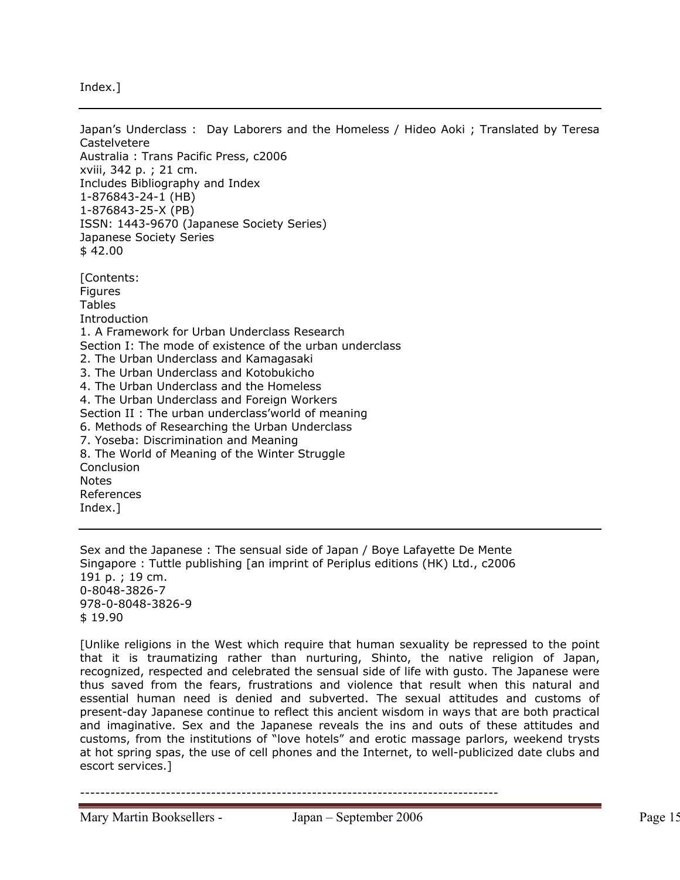Index.]

---

Japan's Underclass : Day Laborers and the Homeless / Hideo Aoki ; Translated by Teresa Castelvetere
Australia : Trans Pacific Press, c2006
xviii, 342 p. ; 21 cm.
Includes Bibliography and Index
1-876843-24-1 (HB)
1-876843-25-X (PB)
ISSN: 1443-9670 (Japanese Society Series)
Japanese Society Series
$ 42.00

[Contents:
Figures
Tables
Introduction
1. A Framework for Urban Underclass Research
Section I: The mode of existence of the urban underclass
2. The Urban Underclass and Kamagasaki
3. The Urban Underclass and Kotobukicho
4. The Urban Underclass and the Homeless
4. The Urban Underclass and Foreign Workers
Section II : The urban underclass'world of meaning
6. Methods of Researching the Urban Underclass
7. Yoseba: Discrimination and Meaning
8. The World of Meaning of the Winter Struggle
Conclusion
Notes
References
Index.]

---

Sex and the Japanese : The sensual side of Japan / Boye Lafayette De Mente
Singapore : Tuttle publishing [an imprint of Periplus editions (HK) Ltd., c2006
191 p. ; 19 cm.
0-8048-3826-7
978-0-8048-3826-9
$ 19.90

[Unlike religions in the West which require that human sexuality be repressed to the point that it is traumatizing rather than nurturing, Shinto, the native religion of Japan, recognized, respected and celebrated the sensual side of life with gusto. The Japanese were thus saved from the fears, frustrations and violence that result when this natural and essential human need is denied and subverted. The sexual attitudes and customs of present-day Japanese continue to reflect this ancient wisdom in ways that are both practical and imaginative. Sex and the Japanese reveals the ins and outs of these attitudes and customs, from the institutions of "love hotels" and erotic massage parlors, weekend trysts at hot spring spas, the use of cell phones and the Internet, to well-publicized date clubs and escort services.]

-----------------------------------------------------------------------------------